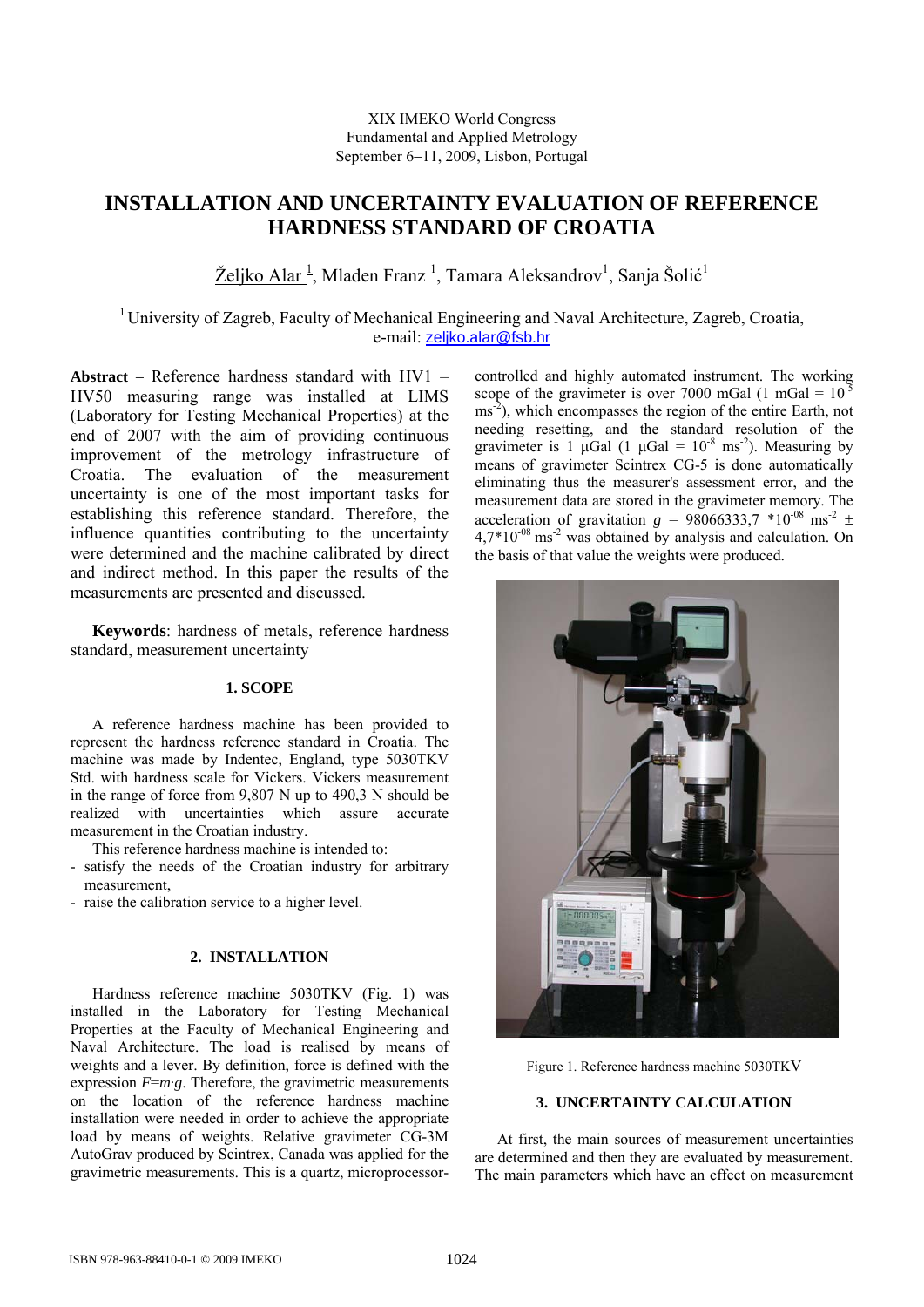XIX IMEKO World Congress
Fundamental and Applied Metrology
September 6–11, 2009, Lisbon, Portugal

# INSTALLATION AND UNCERTAINTY EVALUATION OF REFERENCE HARDNESS STANDARD OF CROATIA

Željko Alar [1], Mladen Franz [1], Tamara Aleksandrov[1], Sanja Šolić[1]

[1] University of Zagreb, Faculty of Mechanical Engineering and Naval Architecture, Zagreb, Croatia, e-mail: zeljko.alar@fsb.hr

**Abstract** – Reference hardness standard with HV1 – HV50 measuring range was installed at LIMS (Laboratory for Testing Mechanical Properties) at the end of 2007 with the aim of providing continuous improvement of the metrology infrastructure of Croatia. The evaluation of the measurement uncertainty is one of the most important tasks for establishing this reference standard. Therefore, the influence quantities contributing to the uncertainty were determined and the machine calibrated by direct and indirect method. In this paper the results of the measurements are presented and discussed.

**Keywords**: hardness of metals, reference hardness standard, measurement uncertainty

## 1. SCOPE

A reference hardness machine has been provided to represent the hardness reference standard in Croatia. The machine was made by Indentec, England, type 5030TKV Std. with hardness scale for Vickers. Vickers measurement in the range of force from 9,807 N up to 490,3 N should be realized with uncertainties which assure accurate measurement in the Croatian industry.

This reference hardness machine is intended to:

- satisfy the needs of the Croatian industry for arbitrary measurement,
- raise the calibration service to a higher level.

## 2. INSTALLATION

Hardness reference machine 5030TKV (Fig. 1) was installed in the Laboratory for Testing Mechanical Properties at the Faculty of Mechanical Engineering and Naval Architecture. The load is realised by means of weights and a lever. By definition, force is defined with the expression $F=m \cdot g$. Therefore, the gravimetric measurements on the location of the reference hardness machine installation were needed in order to achieve the appropriate load by means of weights. Relative gravimeter CG-3M AutoGrav produced by Scintrex, Canada was applied for the gravimetric measurements. This is a quartz, microprocessor-controlled and highly automated instrument. The working scope of the gravimeter is over 7000 mGal (1 mGal = $10^{-5}$ ms$^{-2}$), which encompasses the region of the entire Earth, not needing resetting, and the standard resolution of the gravimeter is 1 μGal (1 μGal = $10^{-8}$ ms$^{-2}$). Measuring by means of gravimeter Scintrex CG-5 is done automatically eliminating thus the measurer's assessment error, and the measurement data are stored in the gravimeter memory. The acceleration of gravitation $g$ = 98066333,7 $*10^{-08}$ ms$^{-2}$ ± 4,7$*10^{-08}$ ms$^{-2}$ was obtained by analysis and calculation. On the basis of that value the weights were produced.

Figure 1. Reference hardness machine 5030TKV

## 3. UNCERTAINTY CALCULATION

At first, the main sources of measurement uncertainties are determined and then they are evaluated by measurement. The main parameters which have an effect on measurement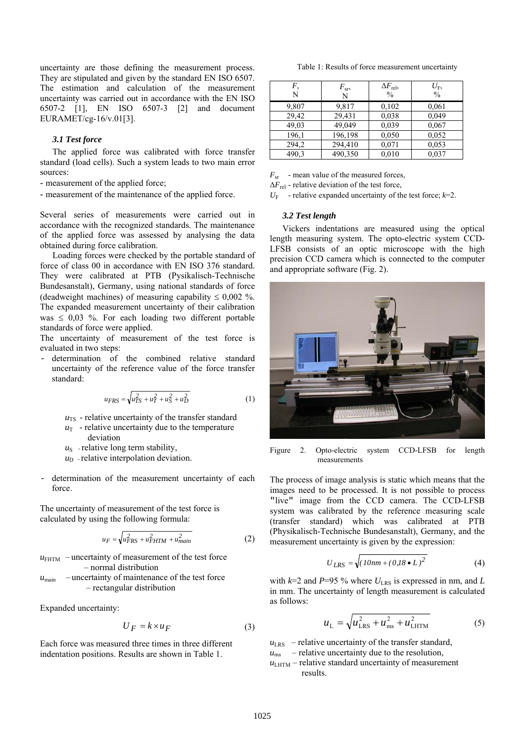uncertainty are those defining the measurement process. They are stipulated and given by the standard EN ISO 6507. The estimation and calculation of the measurement uncertainty was carried out in accordance with the EN ISO 6507-2 [1], EN ISO 6507-3 [2] and document EURAMET/cg-16/v.01[3].

### *3.1 Test force*

The applied force was calibrated with force transfer standard (load cells). Such a system leads to two main error sources:

- measurement of the applied force;
- measurement of the maintenance of the applied force.

Several series of measurements were carried out in accordance with the recognized standards. The maintenance of the applied force was assessed by analysing the data obtained during force calibration.

Loading forces were checked by the portable standard of force of class 00 in accordance with EN ISO 376 standard. They were calibrated at PTB (Pysikalisch-Technische Bundesanstalt), Germany, using national standards of force (deadweight machines) of measuring capability ≤ 0,002 %. The expanded measurement uncertainty of their calibration was ≤ 0,03 %. For each loading two different portable standards of force were applied.

The uncertainty of measurement of the test force is evaluated in two steps:

- determination of the combined relative standard uncertainty of the reference value of the force transfer standard:

$$u_{FRS} = \sqrt{u_{TS}^2 + u_T^2 + u_S^2 + u_D^2} \tag{1}$$

$u_{TS}$ - relative uncertainty of the transfer standard
$u_T$ - relative uncertainty due to the temperature deviation
$u_S$ - relative long term stability,
$u_D$ - relative interpolation deviation.

- determination of the measurement uncertainty of each force.

The uncertainty of measurement of the test force is calculated by using the following formula:

$$u_F = \sqrt{u_{FRS}^2 + u_{FHTM}^2 + u_{main}^2} \tag{2}$$

$u_{FHTM}$ – uncertainty of measurement of the test force – normal distribution
$u_{main}$ – uncertainty of maintenance of the test force – rectangular distribution

Expanded uncertainty:

$$U_F = k \times u_F \tag{3}$$

Each force was measured three times in three different indentation positions. Results are shown in Table 1.

Table 1: Results of force measurement uncertainty

| $F$, N | $F_{sr}$, N | $\Delta F_{rel}$, % | $U_F$, % |
|---|---|---|---|
| 9,807 | 9,817 | 0,102 | 0,061 |
| 29,42 | 29,431 | 0,038 | 0,049 |
| 49,03 | 49,049 | 0,039 | 0,067 |
| 196,1 | 196,198 | 0,050 | 0,052 |
| 294,2 | 294,410 | 0,071 | 0,053 |
| 490,3 | 490,350 | 0,010 | 0,037 |

$F_{sr}$ - mean value of the measured forces,
$\Delta F_{rel}$ - relative deviation of the test force,
$U_F$ - relative expanded uncertainty of the test force; $k$=2.

### *3.2 Test length*

Vickers indentations are measured using the optical length measuring system. The opto-electric system CCD-LFSB consists of an optic microscope with the high precision CCD camera which is connected to the computer and appropriate software (Fig. 2).

Figure 2. Opto-electric system CCD-LFSB for length measurements

The process of image analysis is static which means that the images need to be processed. It is not possible to process "live" image from the CCD camera. The CCD-LFSB system was calibrated by the reference measuring scale (transfer standard) which was calibrated at PTB (Physikalisch-Technische Bundesanstalt), Germany, and the measurement uncertainty is given by the expression:

$$U_{LRS} = \sqrt{(10nm + (0{,}18 \bullet L)^2} \tag{4}$$

with $k$=2 and $P$=95 % where $U_{LRS}$ is expressed in nm, and $L$ in mm. The uncertainty of length measurement is calculated as follows:

$$u_L = \sqrt{u_{LRS}^2 + u_{ms}^2 + u_{LHTM}^2} \tag{5}$$

$u_{LRS}$ – relative uncertainty of the transfer standard,
$u_{ms}$ – relative uncertainty due to the resolution,
$u_{LHTM}$ – relative standard uncertainty of measurement results.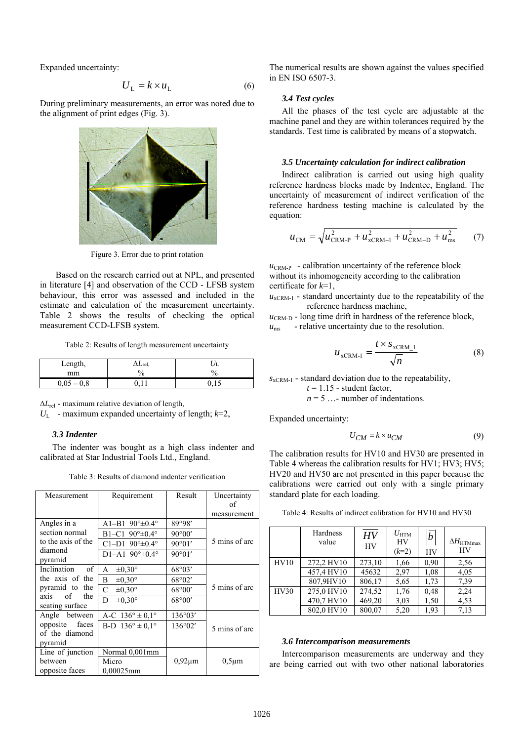Expanded uncertainty:

$$U_{\mathrm{L}} = k \times u_{\mathrm{L}} \tag{6}$$

During preliminary measurements, an error was noted due to the alignment of print edges (Fig. 3).

Figure 3. Error due to print rotation

Based on the research carried out at NPL, and presented in literature [4] and observation of the CCD - LFSB system behaviour, this error was assessed and included in the estimate and calculation of the measurement uncertainty. Table 2 shows the results of checking the optical measurement CCD-LFSB system.

Table 2: Results of length measurement uncertainty

| Length, mm | $\Delta L_{\mathrm{rel}}$, % | $U_{\mathrm{L}}$ % |
|---|---|---|
| 0,05 – 0,8 | 0,11 | 0,15 |

$\Delta L_{\mathrm{rel}}$ - maximum relative deviation of length,

$U_{\mathrm{L}}$ - maximum expanded uncertainty of length; $k$=2,

### *3.3 Indenter*

The indenter was bought as a high class indenter and calibrated at Star Industrial Tools Ltd., England.

Table 3: Results of diamond indenter verification

| Measurement | Requirement | Result | Uncertainty of measurement |
|---|---|---|---|
| Angles in a section normal to the axis of the diamond pyramid | A1–B1 90°±0.4° | 89°98′ | 5 mins of arc |
| | B1–C1 90°±0.4° | 90°00′ | |
| | C1–D1 90°±0.4° | 90°01′ | |
| | D1–A1 90°±0.4° | 90°01′ | |
| Inclination of the axis of the pyramid to the axis of the seating surface | A ±0,30° | 68°03′ | 5 mins of arc |
| | B ±0,30° | 68°02′ | |
| | C ±0,30° | 68°00′ | |
| | D ±0,30° | 68°00′ | |
| Angle between opposite faces of the diamond pyramid | A-C 136° ± 0,1° | 136°03′ | 5 mins of arc |
| | B-D 136° ± 0,1° | 136°02′ | |
| Line of junction between opposite faces | Normal 0,001mm Micro 0,00025mm | 0,92µm | 0,5µm |

The numerical results are shown against the values specified in EN ISO 6507-3.

### *3.4 Test cycles*

All the phases of the test cycle are adjustable at the machine panel and they are within tolerances required by the standards. Test time is calibrated by means of a stopwatch.

### *3.5 Uncertainty calculation for indirect calibration*

Indirect calibration is carried out using high quality reference hardness blocks made by Indentec, England. The uncertainty of measurement of indirect verification of the reference hardness testing machine is calculated by the equation:

$$u_{\mathrm{CM}} = \sqrt{u_{\mathrm{CRM\text{-}P}}^2 + u_{\mathrm{xCRM-1}}^2 + u_{\mathrm{CRM-D}}^2 + u_{\mathrm{ms}}^2} \tag{7}$$

$u_{\mathrm{CRM\text{-}P}}$ - calibration uncertainty of the reference block without its inhomogeneity according to the calibration certificate for $k$=1,

$u_{\mathrm{xCRM\text{-}1}}$ - standard uncertainty due to the repeatability of the reference hardness machine,

$u_{\mathrm{CRM\text{-}D}}$ - long time drift in hardness of the reference block,

$u_{\mathrm{ms}}$ - relative uncertainty due to the resolution.

$$u_{\mathrm{xCRM\text{-}1}} = \frac{t \times s_{\mathrm{xCRM\_1}}}{\sqrt{n}} \tag{8}$$

$s_{\mathrm{xCRM\text{-}1}}$ - standard deviation due to the repeatability,

$t$ = 1.15 - student factor,

$n$ = 5 …- number of indentations.

Expanded uncertainty:

$$U_{CM} = k \times u_{CM} \tag{9}$$

The calibration results for HV10 and HV30 are presented in Table 4 whereas the calibration results for HV1; HV3; HV5; HV20 and HV50 are not presented in this paper because the calibrations were carried out only with a single primary standard plate for each loading.

Table 4: Results of indirect calibration for HV10 and HV30

| | Hardness value | $\overline{HV}$ HV | $U_{\mathrm{HTM}}$ HV ($k$=2) | $\lvert\bar{b}\rvert$ HV | $\Delta H_{\mathrm{HTMmax}}$ HV |
|---|---|---|---|---|---|
| HV10 | 272,2 HV10 | 273,10 | 1,66 | 0,90 | 2,56 |
| | 457,4 HV10 | 45632 | 2,97 | 1,08 | 4,05 |
| | 807,9HV10 | 806,17 | 5,65 | 1,73 | 7,39 |
| HV30 | 275,0 HV10 | 274,52 | 1,76 | 0,48 | 2,24 |
| | 470,7 HV10 | 469,20 | 3,03 | 1,50 | 4,53 |
| | 802,0 HV10 | 800,07 | 5,20 | 1,93 | 7,13 |

### *3.6 Intercomparison measurements*

Intercomparison measurements are underway and they are being carried out with two other national laboratories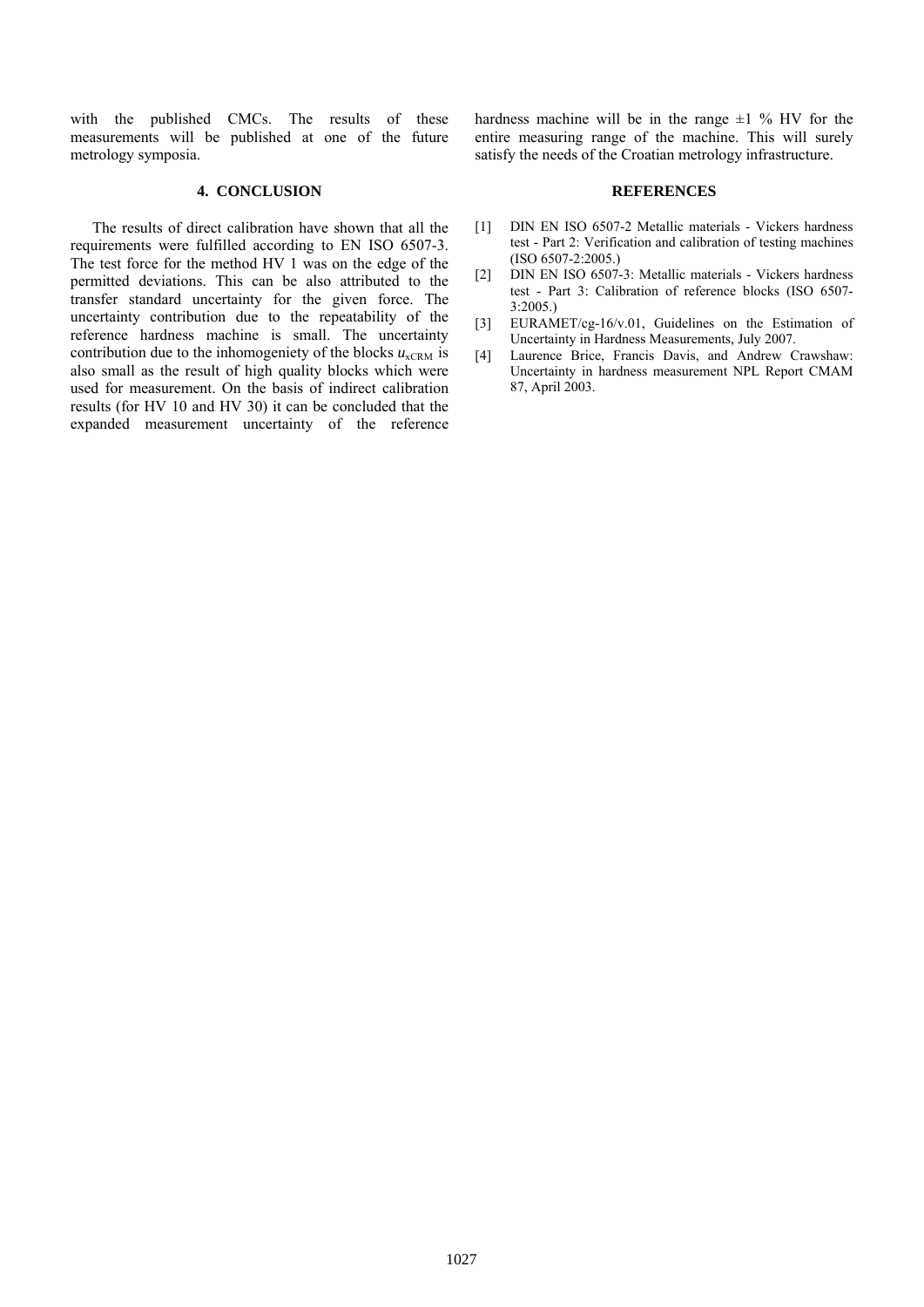with the published CMCs. The results of these measurements will be published at one of the future metrology symposia.

## 4. CONCLUSION

The results of direct calibration have shown that all the requirements were fulfilled according to EN ISO 6507-3. The test force for the method HV 1 was on the edge of the permitted deviations. This can be also attributed to the transfer standard uncertainty for the given force. The uncertainty contribution due to the repeatability of the reference hardness machine is small. The uncertainty contribution due to the inhomogeniety of the blocks $u_{xCRM}$ is also small as the result of high quality blocks which were used for measurement. On the basis of indirect calibration results (for HV 10 and HV 30) it can be concluded that the expanded measurement uncertainty of the reference hardness machine will be in the range ±1 % HV for the entire measuring range of the machine. This will surely satisfy the needs of the Croatian metrology infrastructure.

## REFERENCES

[1] DIN EN ISO 6507-2 Metallic materials - Vickers hardness test - Part 2: Verification and calibration of testing machines (ISO 6507-2:2005.)

[2] DIN EN ISO 6507-3: Metallic materials - Vickers hardness test - Part 3: Calibration of reference blocks (ISO 6507-3:2005.)

[3] EURAMET/cg-16/v.01, Guidelines on the Estimation of Uncertainty in Hardness Measurements, July 2007.

[4] Laurence Brice, Francis Davis, and Andrew Crawshaw: Uncertainty in hardness measurement NPL Report CMAM 87, April 2003.